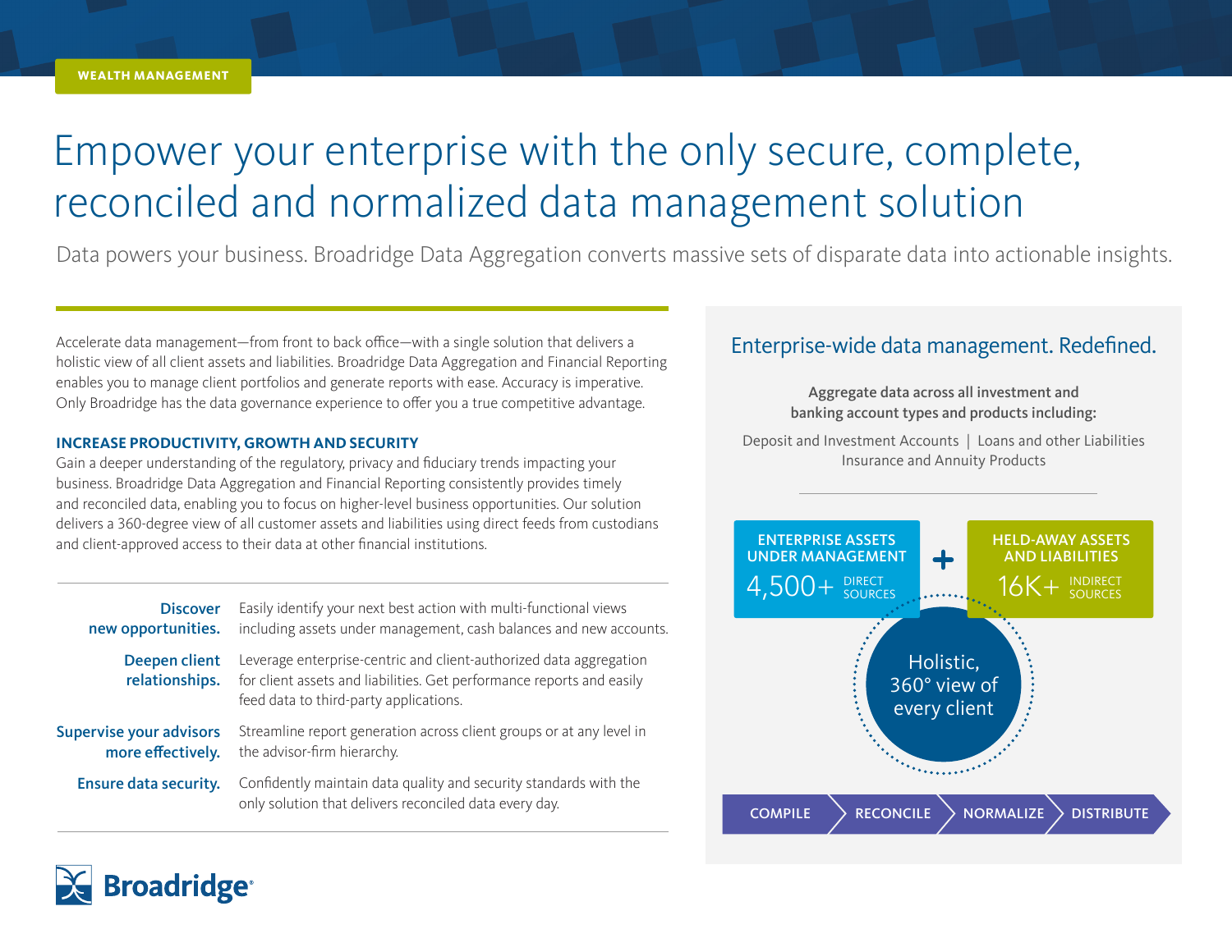WEALTH MANAGEMENT

# Empower your enterprise with the only secure, complete, reconciled and normalized data management solution

Data powers your business. Broadridge Data Aggregation converts massive sets of disparate data into actionable insights.

Accelerate data management—from front to back office—with a single solution that delivers a holistic view of all client assets and liabilities. Broadridge Data Aggregation and Financial Reporting enables you to manage client portfolios and generate reports with ease. Accuracy is imperative. Only Broadridge has the data governance experience to offer you a true competitive advantage.

### INCREASE PRODUCTIVITY, GROWTH AND SECURITY

Gain a deeper understanding of the regulatory, privacy and fiduciary trends impacting your business. Broadridge Data Aggregation and Financial Reporting consistently provides timely and reconciled data, enabling you to focus on higher-level business opportunities. Our solution delivers a 360-degree view of all customer assets and liabilities using direct feeds from custodians and client-approved access to their data at other financial institutions.

**Discover new opportunities.** Easily identify your next best action with multi-functional views including assets under management, cash balances and new accounts.

**Deepen client relationships.** Leverage enterprise-centric and client-authorized data aggregation for client assets and liabilities. Get performance reports and easily feed data to third-party applications.

**Supervise your advisors more effectively.** Streamline report generation across client groups or at any level in the advisor-firm hierarchy.

**Ensure data security.** Confidently maintain data quality and security standards with the only solution that delivers reconciled data every day.

## Enterprise-wide data management. Redefined.

**Aggregate data across all investment and banking account types and products including:**

Deposit and Investment Accounts | Loans and other Liabilities
Insurance and Annuity Products

**ENTERPRISE ASSETS UNDER MANAGEMENT** 4,500+ DIRECT SOURCES

+

**HELD-AWAY ASSETS AND LIABILITIES** 16K+ INDIRECT SOURCES

Holistic, 360° view of every client

COMPILE → RECONCILE → NORMALIZE → DISTRIBUTE

Broadridge®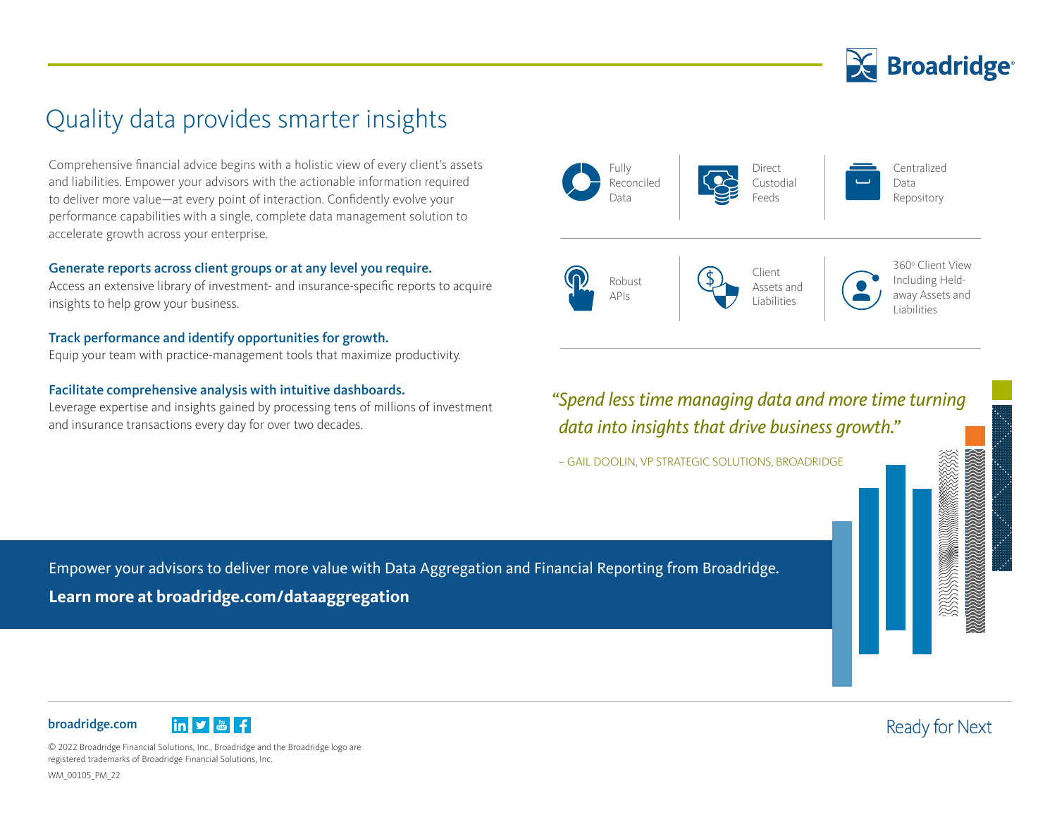# Quality data provides smarter insights

Comprehensive financial advice begins with a holistic view of every client's assets and liabilities. Empower your advisors with the actionable information required to deliver more value—at every point of interaction. Confidently evolve your performance capabilities with a single, complete data management solution to accelerate growth across your enterprise.

**Generate reports across client groups or at any level you require.**
Access an extensive library of investment- and insurance-specific reports to acquire insights to help grow your business.

**Track performance and identify opportunities for growth.**
Equip your team with practice-management tools that maximize productivity.

**Facilitate comprehensive analysis with intuitive dashboards.**
Leverage expertise and insights gained by processing tens of millions of investment and insurance transactions every day for over two decades.

- Fully Reconciled Data
- Direct Custodial Feeds
- Centralized Data Repository
- Robust APIs
- Client Assets and Liabilities
- 360° Client View Including Held-away Assets and Liabilities

*"Spend less time managing data and more time turning data into insights that drive business growth."*

– GAIL DOOLIN, VP STRATEGIC SOLUTIONS, BROADRIDGE

Empower your advisors to deliver more value with Data Aggregation and Financial Reporting from Broadridge.

**Learn more at broadridge.com/dataaggregation**

**broadridge.com**

Ready for Next

© 2022 Broadridge Financial Solutions, Inc., Broadridge and the Broadridge logo are registered trademarks of Broadridge Financial Solutions, Inc.

WM_00105_PM_22